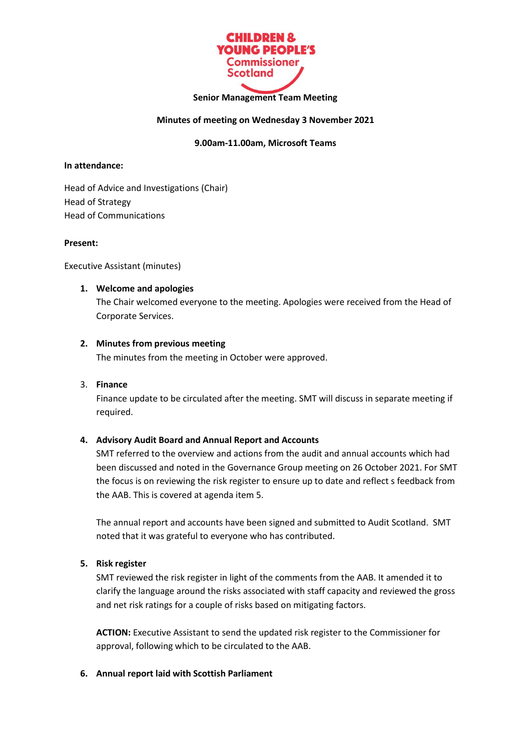**CHILDREN & YOUNG PEOPLE'S Commissioner Scotland**

**Senior Management Team Meeting**

**Minutes of meeting on Wednesday 3 November 2021**

**9.00am-11.00am, Microsoft Teams**

**In attendance:**

Head of Advice and Investigations (Chair)
Head of Strategy
Head of Communications

**Present:**

Executive Assistant (minutes)

1. **Welcome and apologies**
   The Chair welcomed everyone to the meeting. Apologies were received from the Head of Corporate Services.

2. **Minutes from previous meeting**
   The minutes from the meeting in October were approved.

3. **Finance**
   Finance update to be circulated after the meeting. SMT will discuss in separate meeting if required.

4. **Advisory Audit Board and Annual Report and Accounts**
   SMT referred to the overview and actions from the audit and annual accounts which had been discussed and noted in the Governance Group meeting on 26 October 2021. For SMT the focus is on reviewing the risk register to ensure up to date and reflect s feedback from the AAB. This is covered at agenda item 5.

   The annual report and accounts have been signed and submitted to Audit Scotland. SMT noted that it was grateful to everyone who has contributed.

5. **Risk register**
   SMT reviewed the risk register in light of the comments from the AAB. It amended it to clarify the language around the risks associated with staff capacity and reviewed the gross and net risk ratings for a couple of risks based on mitigating factors.

   **ACTION:** Executive Assistant to send the updated risk register to the Commissioner for approval, following which to be circulated to the AAB.

6. **Annual report laid with Scottish Parliament**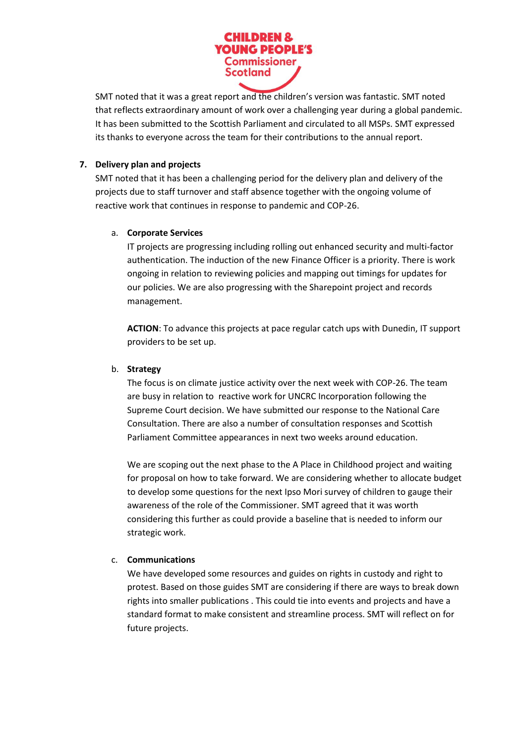SMT noted that it was a great report and the children's version was fantastic. SMT noted that reflects extraordinary amount of work over a challenging year during a global pandemic. It has been submitted to the Scottish Parliament and circulated to all MSPs. SMT expressed its thanks to everyone across the team for their contributions to the annual report.

7. **Delivery plan and projects**

SMT noted that it has been a challenging period for the delivery plan and delivery of the projects due to staff turnover and staff absence together with the ongoing volume of reactive work that continues in response to pandemic and COP-26.

a. **Corporate Services**

IT projects are progressing including rolling out enhanced security and multi-factor authentication. The induction of the new Finance Officer is a priority. There is work ongoing in relation to reviewing policies and mapping out timings for updates for our policies. We are also progressing with the Sharepoint project and records management.

**ACTION**: To advance this projects at pace regular catch ups with Dunedin, IT support providers to be set up.

b. **Strategy**

The focus is on climate justice activity over the next week with COP-26. The team are busy in relation to reactive work for UNCRC Incorporation following the Supreme Court decision. We have submitted our response to the National Care Consultation. There are also a number of consultation responses and Scottish Parliament Committee appearances in next two weeks around education.

We are scoping out the next phase to the A Place in Childhood project and waiting for proposal on how to take forward. We are considering whether to allocate budget to develop some questions for the next Ipso Mori survey of children to gauge their awareness of the role of the Commissioner. SMT agreed that it was worth considering this further as could provide a baseline that is needed to inform our strategic work.

c. **Communications**

We have developed some resources and guides on rights in custody and right to protest. Based on those guides SMT are considering if there are ways to break down rights into smaller publications . This could tie into events and projects and have a standard format to make consistent and streamline process. SMT will reflect on for future projects.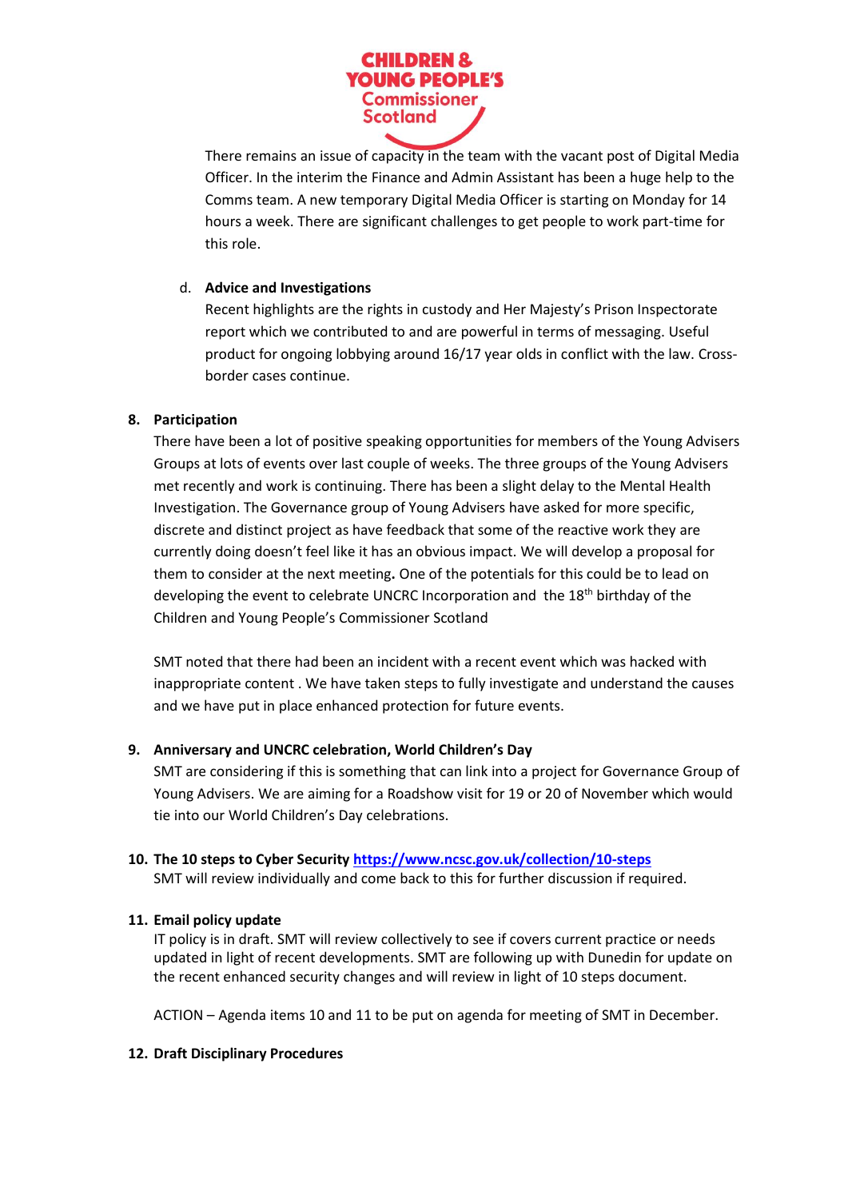There remains an issue of capacity in the team with the vacant post of Digital Media Officer. In the interim the Finance and Admin Assistant has been a huge help to the Comms team. A new temporary Digital Media Officer is starting on Monday for 14 hours a week. There are significant challenges to get people to work part-time for this role.

d. **Advice and Investigations**
   Recent highlights are the rights in custody and Her Majesty's Prison Inspectorate report which we contributed to and are powerful in terms of messaging. Useful product for ongoing lobbying around 16/17 year olds in conflict with the law. Cross-border cases continue.

8. **Participation**
   There have been a lot of positive speaking opportunities for members of the Young Advisers Groups at lots of events over last couple of weeks. The three groups of the Young Advisers met recently and work is continuing. There has been a slight delay to the Mental Health Investigation. The Governance group of Young Advisers have asked for more specific, discrete and distinct project as have feedback that some of the reactive work they are currently doing doesn't feel like it has an obvious impact. We will develop a proposal for them to consider at the next meeting**.** One of the potentials for this could be to lead on developing the event to celebrate UNCRC Incorporation and the 18th birthday of the Children and Young People's Commissioner Scotland

   SMT noted that there had been an incident with a recent event which was hacked with inappropriate content . We have taken steps to fully investigate and understand the causes and we have put in place enhanced protection for future events.

9. **Anniversary and UNCRC celebration, World Children's Day**
   SMT are considering if this is something that can link into a project for Governance Group of Young Advisers. We are aiming for a Roadshow visit for 19 or 20 of November which would tie into our World Children's Day celebrations.

10. **The 10 steps to Cyber Security [https://www.ncsc.gov.uk/collection/10-steps](https://www.ncsc.gov.uk/collection/10-steps)**
    SMT will review individually and come back to this for further discussion if required.

11. **Email policy update**
    IT policy is in draft. SMT will review collectively to see if covers current practice or needs updated in light of recent developments. SMT are following up with Dunedin for update on the recent enhanced security changes and will review in light of 10 steps document.

    ACTION – Agenda items 10 and 11 to be put on agenda for meeting of SMT in December.

12. **Draft Disciplinary Procedures**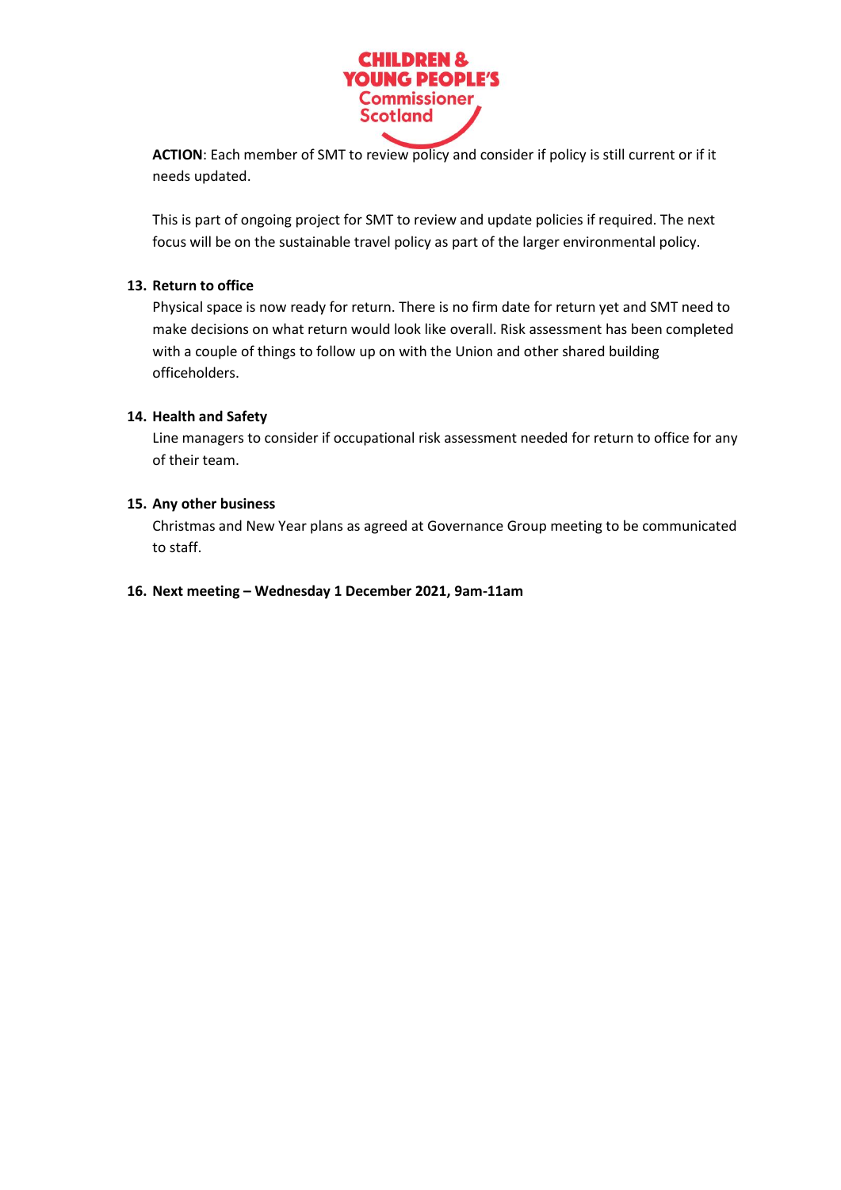**ACTION**: Each member of SMT to review policy and consider if policy is still current or if it needs updated.

This is part of ongoing project for SMT to review and update policies if required. The next focus will be on the sustainable travel policy as part of the larger environmental policy.

13. **Return to office**

    Physical space is now ready for return. There is no firm date for return yet and SMT need to make decisions on what return would look like overall. Risk assessment has been completed with a couple of things to follow up on with the Union and other shared building officeholders.

14. **Health and Safety**

    Line managers to consider if occupational risk assessment needed for return to office for any of their team.

15. **Any other business**

    Christmas and New Year plans as agreed at Governance Group meeting to be communicated to staff.

16. **Next meeting – Wednesday 1 December 2021, 9am-11am**